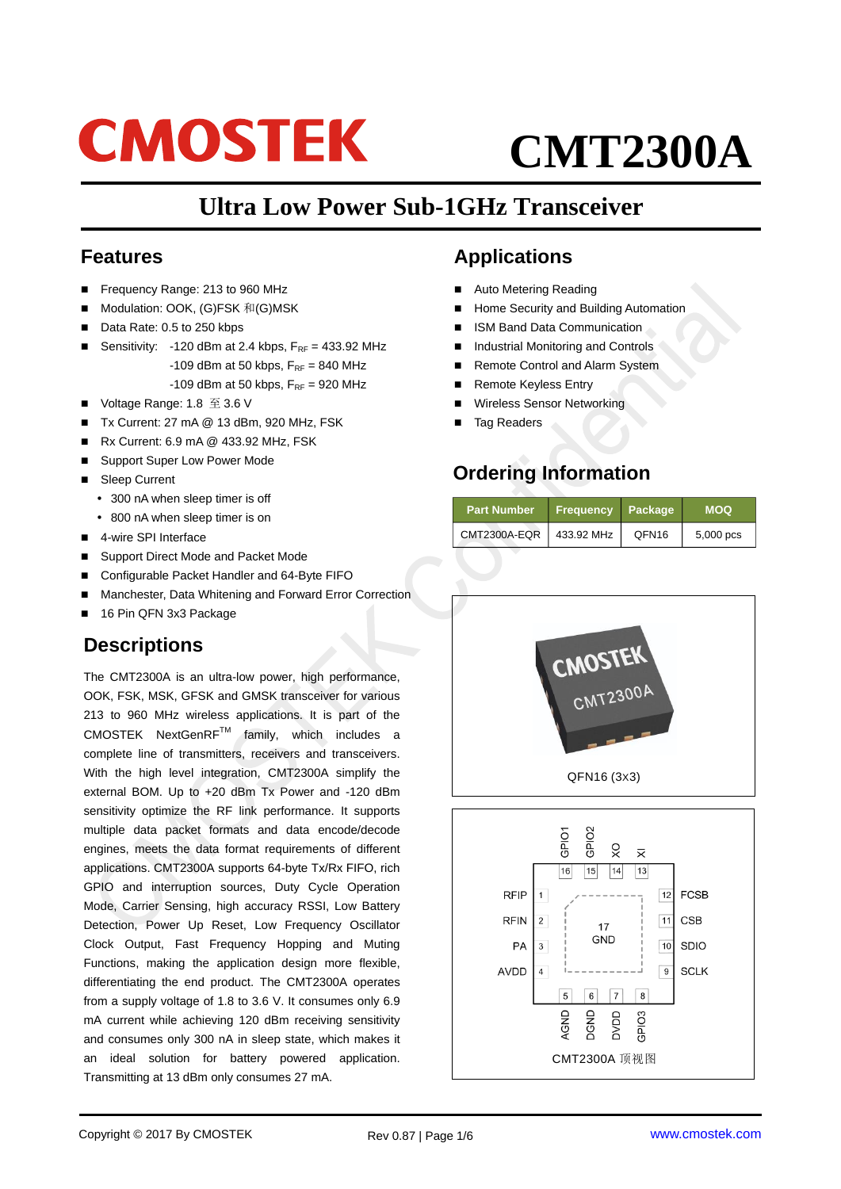CMOSTEK

# CMT2300A

## Ultra Low Power Sub-1GHz Transceiver

## Features

- Frequency Range: 213 to 960 MHz
- Modulation: OOK, (G)FSK 和(G)MSK
- Data Rate: 0.5 to 250 kbps
- Sensitivity: -120 dBm at 2.4 kbps, $F_{RF}$ = 433.92 MHz
  -109 dBm at 50 kbps, $F_{RF}$ = 840 MHz
  -109 dBm at 50 kbps, $F_{RF}$ = 920 MHz
- Voltage Range: 1.8 至 3.6 V
- Tx Current: 27 mA @ 13 dBm, 920 MHz, FSK
- Rx Current: 6.9 mA @ 433.92 MHz, FSK
- Support Super Low Power Mode
- Sleep Current
  - 300 nA when sleep timer is off
  - 800 nA when sleep timer is on
- 4-wire SPI Interface
- Support Direct Mode and Packet Mode
- Configurable Packet Handler and 64-Byte FIFO
- Manchester, Data Whitening and Forward Error Correction
- 16 Pin QFN 3x3 Package

## Descriptions

The CMT2300A is an ultra-low power, high performance, OOK, FSK, MSK, GFSK and GMSK transceiver for various 213 to 960 MHz wireless applications. It is part of the CMOSTEK NextGenRF™ family, which includes a complete line of transmitters, receivers and transceivers. With the high level integration, CMT2300A simplify the external BOM. Up to +20 dBm Tx Power and -120 dBm sensitivity optimize the RF link performance. It supports multiple data packet formats and data encode/decode engines, meets the data format requirements of different applications. CMT2300A supports 64-byte Tx/Rx FIFO, rich GPIO and interruption sources, Duty Cycle Operation Mode, Carrier Sensing, high accuracy RSSI, Low Battery Detection, Power Up Reset, Low Frequency Oscillator Clock Output, Fast Frequency Hopping and Muting Functions, making the application design more flexible, differentiating the end product. The CMT2300A operates from a supply voltage of 1.8 to 3.6 V. It consumes only 6.9 mA current while achieving 120 dBm receiving sensitivity and consumes only 300 nA in sleep state, which makes it an ideal solution for battery powered application. Transmitting at 13 dBm only consumes 27 mA.

## Applications

- Auto Metering Reading
- Home Security and Building Automation
- ISM Band Data Communication
- Industrial Monitoring and Controls
- Remote Control and Alarm System
- Remote Keyless Entry
- Wireless Sensor Networking
- Tag Readers

## Ordering Information

| Part Number | Frequency | Package | MOQ |
|---|---|---|---|
| CMT2300A-EQR | 433.92 MHz | QFN16 | 5,000 pcs |

QFN16 (3x3)

| Pin | Name | Pin | Name |
|---|---|---|---|
| 1 | RFIP | 9 | SCLK |
| 2 | RFIN | 10 | SDIO |
| 3 | PA | 11 | CSB |
| 4 | AVDD | 12 | FCSB |
| 5 | AGND | 13 | XI |
| 6 | DGND | 14 | XO |
| 7 | DVDD | 15 | GPIO2 |
| 8 | GPIO3 | 16 | GPIO1 |
| 17 | GND | | |

CMT2300A 顶视图

Copyright © 2017 By CMOSTEK | www.cmostek.com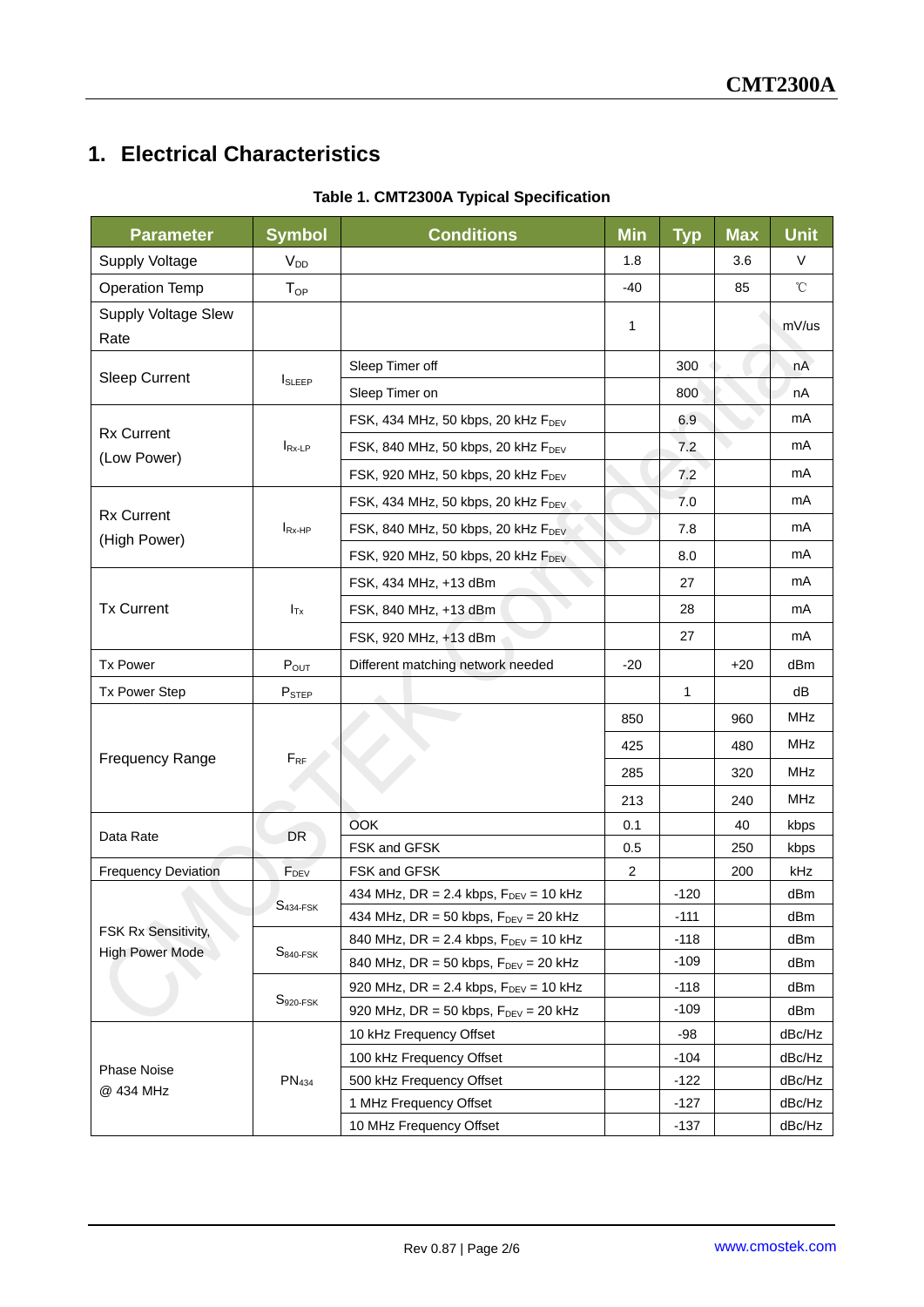# 1. Electrical Characteristics

**Table 1. CMT2300A Typical Specification**

| Parameter | Symbol | Conditions | Min | Typ | Max | Unit |
|---|---|---|---|---|---|---|
| Supply Voltage | $V_{DD}$ | | 1.8 | | 3.6 | V |
| Operation Temp | $T_{OP}$ | | -40 | | 85 | ℃ |
| Supply Voltage Slew Rate | | | 1 | | | mV/us |
| Sleep Current | $I_{SLEEP}$ | Sleep Timer off | | 300 | | nA |
| | | Sleep Timer on | | 800 | | nA |
| Rx Current (Low Power) | $I_{Rx\text{-}LP}$ | FSK, 434 MHz, 50 kbps, 20 kHz $F_{DEV}$ | | 6.9 | | mA |
| | | FSK, 840 MHz, 50 kbps, 20 kHz $F_{DEV}$ | | 7.2 | | mA |
| | | FSK, 920 MHz, 50 kbps, 20 kHz $F_{DEV}$ | | 7.2 | | mA |
| Rx Current (High Power) | $I_{Rx\text{-}HP}$ | FSK, 434 MHz, 50 kbps, 20 kHz $F_{DEV}$ | | 7.0 | | mA |
| | | FSK, 840 MHz, 50 kbps, 20 kHz $F_{DEV}$ | | 7.8 | | mA |
| | | FSK, 920 MHz, 50 kbps, 20 kHz $F_{DEV}$ | | 8.0 | | mA |
| Tx Current | $I_{Tx}$ | FSK, 434 MHz, +13 dBm | | 27 | | mA |
| | | FSK, 840 MHz, +13 dBm | | 28 | | mA |
| | | FSK, 920 MHz, +13 dBm | | 27 | | mA |
| Tx Power | $P_{OUT}$ | Different matching network needed | -20 | | +20 | dBm |
| Tx Power Step | $P_{STEP}$ | | | 1 | | dB |
| Frequency Range | $F_{RF}$ | | 850 | | 960 | MHz |
| | | | 425 | | 480 | MHz |
| | | | 285 | | 320 | MHz |
| | | | 213 | | 240 | MHz |
| Data Rate | DR | OOK | 0.1 | | 40 | kbps |
| | | FSK and GFSK | 0.5 | | 250 | kbps |
| Frequency Deviation | $F_{DEV}$ | FSK and GFSK | 2 | | 200 | kHz |
| FSK Rx Sensitivity, High Power Mode | $S_{434\text{-}FSK}$ | 434 MHz, DR = 2.4 kbps, $F_{DEV}$ = 10 kHz | | -120 | | dBm |
| | | 434 MHz, DR = 50 kbps, $F_{DEV}$ = 20 kHz | | -111 | | dBm |
| | $S_{840\text{-}FSK}$ | 840 MHz, DR = 2.4 kbps, $F_{DEV}$ = 10 kHz | | -118 | | dBm |
| | | 840 MHz, DR = 50 kbps, $F_{DEV}$ = 20 kHz | | -109 | | dBm |
| | $S_{920\text{-}FSK}$ | 920 MHz, DR = 2.4 kbps, $F_{DEV}$ = 10 kHz | | -118 | | dBm |
| | | 920 MHz, DR = 50 kbps, $F_{DEV}$ = 20 kHz | | -109 | | dBm |
| Phase Noise @ 434 MHz | $PN_{434}$ | 10 kHz Frequency Offset | | -98 | | dBc/Hz |
| | | 100 kHz Frequency Offset | | -104 | | dBc/Hz |
| | | 500 kHz Frequency Offset | | -122 | | dBc/Hz |
| | | 1 MHz Frequency Offset | | -127 | | dBc/Hz |
| | | 10 MHz Frequency Offset | | -137 | | dBc/Hz |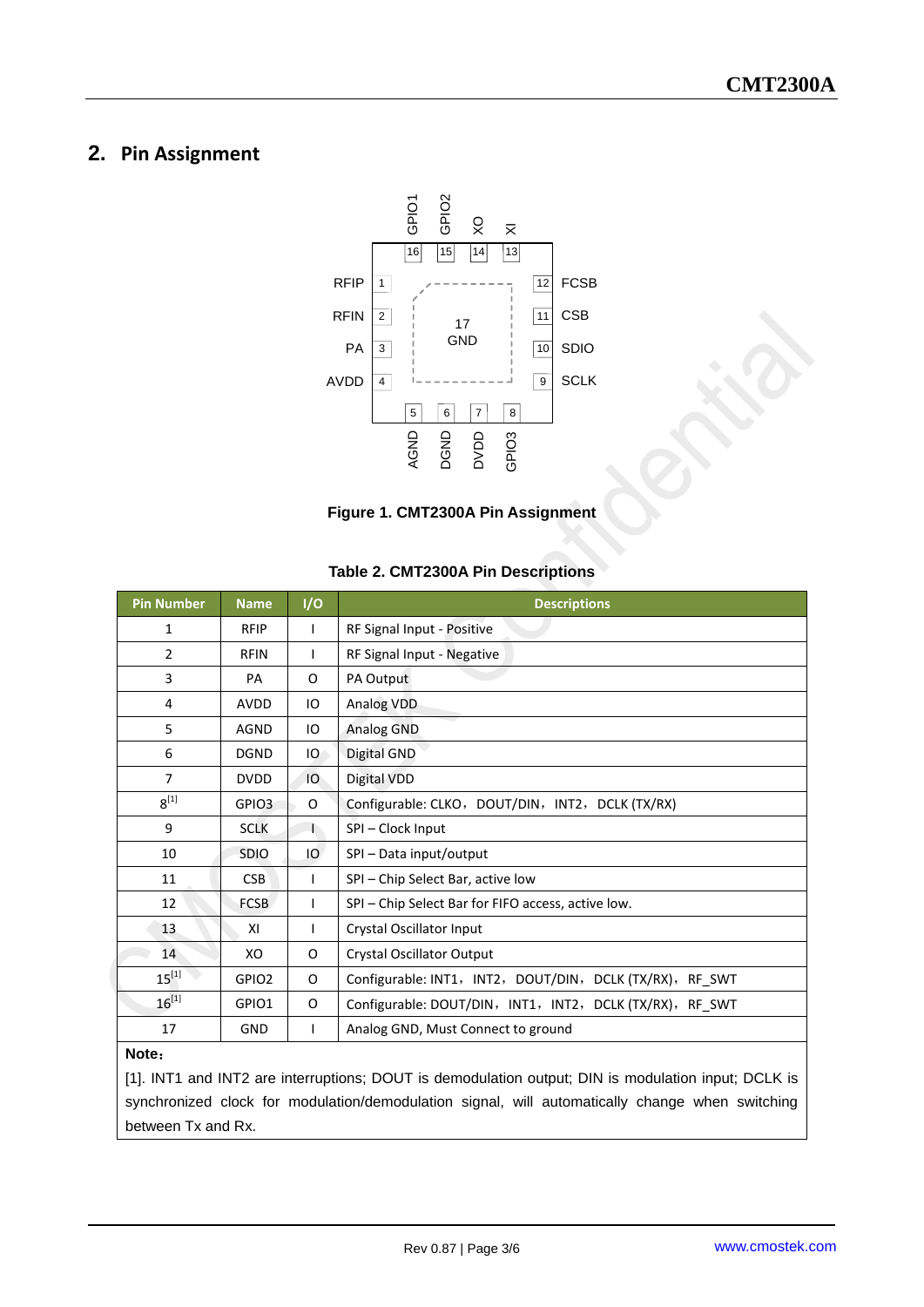## 2. Pin Assignment

Figure 1. CMT2300A Pin Assignment

Table 2. CMT2300A Pin Descriptions

| Pin Number | Name | I/O | Descriptions |
|---|---|---|---|
| 1 | RFIP | I | RF Signal Input - Positive |
| 2 | RFIN | I | RF Signal Input - Negative |
| 3 | PA | O | PA Output |
| 4 | AVDD | IO | Analog VDD |
| 5 | AGND | IO | Analog GND |
| 6 | DGND | IO | Digital GND |
| 7 | DVDD | IO | Digital VDD |
| 8[1] | GPIO3 | O | Configurable: CLKO， DOUT/DIN， INT2， DCLK (TX/RX) |
| 9 | SCLK | I | SPI – Clock Input |
| 10 | SDIO | IO | SPI – Data input/output |
| 11 | CSB | I | SPI – Chip Select Bar, active low |
| 12 | FCSB | I | SPI – Chip Select Bar for FIFO access, active low. |
| 13 | XI | I | Crystal Oscillator Input |
| 14 | XO | O | Crystal Oscillator Output |
| 15[1] | GPIO2 | O | Configurable: INT1， INT2， DOUT/DIN， DCLK (TX/RX)， RF_SWT |
| 16[1] | GPIO1 | O | Configurable: DOUT/DIN， INT1， INT2， DCLK (TX/RX)， RF_SWT |
| 17 | GND | I | Analog GND, Must Connect to ground |

**Note：**

[1]. INT1 and INT2 are interruptions; DOUT is demodulation output; DIN is modulation input; DCLK is synchronized clock for modulation/demodulation signal, will automatically change when switching between Tx and Rx.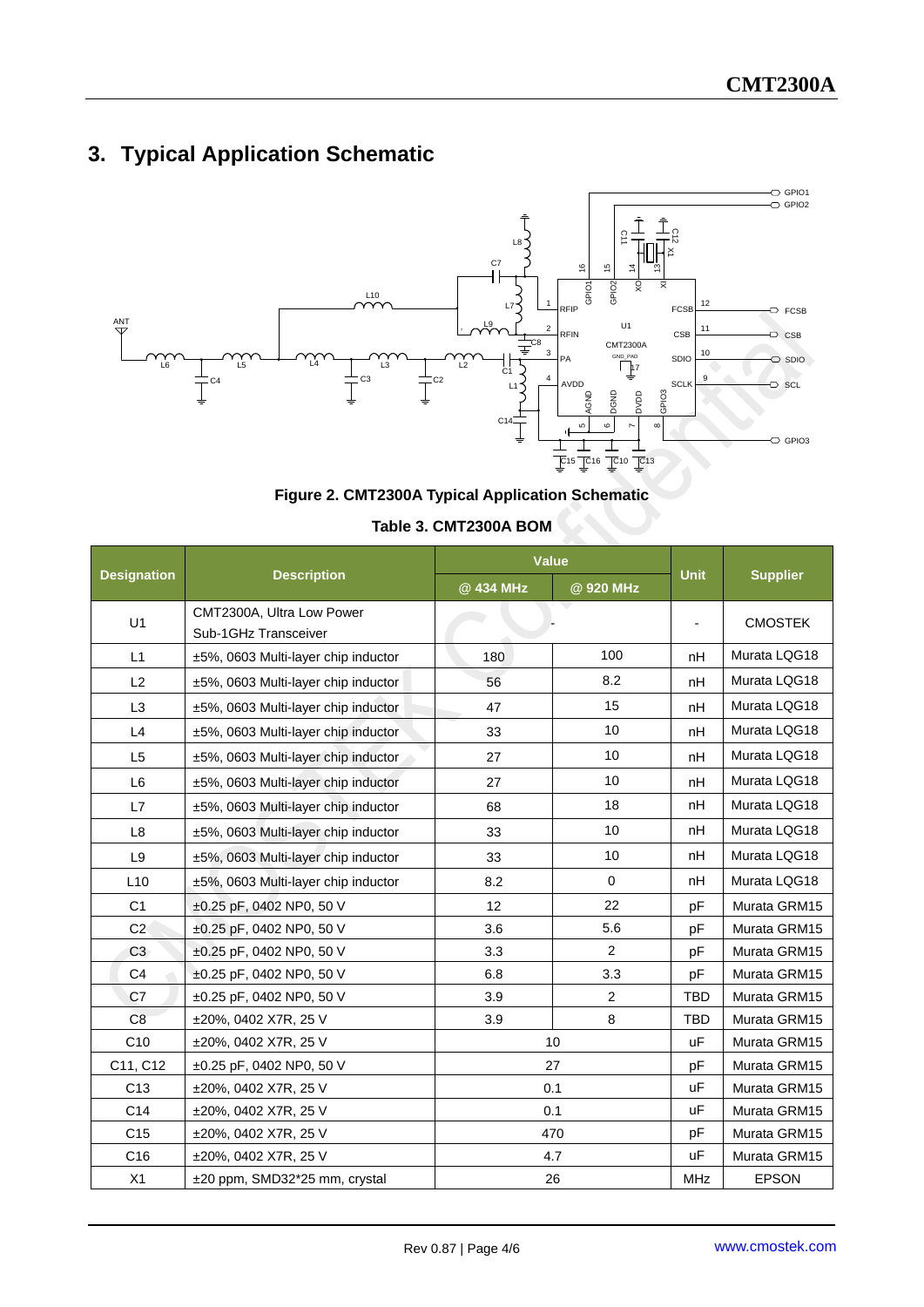# 3. Typical Application Schematic

**Figure 2. CMT2300A Typical Application Schematic**

**Table 3. CMT2300A BOM**

| Designation | Description | Value | | Unit | Supplier |
|---|---|---|---|---|---|
| | | @ 434 MHz | @ 920 MHz | | |
| U1 | CMT2300A, Ultra Low Power Sub-1GHz Transceiver | - | | - | CMOSTEK |
| L1 | ±5%, 0603 Multi-layer chip inductor | 180 | 100 | nH | Murata LQG18 |
| L2 | ±5%, 0603 Multi-layer chip inductor | 56 | 8.2 | nH | Murata LQG18 |
| L3 | ±5%, 0603 Multi-layer chip inductor | 47 | 15 | nH | Murata LQG18 |
| L4 | ±5%, 0603 Multi-layer chip inductor | 33 | 10 | nH | Murata LQG18 |
| L5 | ±5%, 0603 Multi-layer chip inductor | 27 | 10 | nH | Murata LQG18 |
| L6 | ±5%, 0603 Multi-layer chip inductor | 27 | 10 | nH | Murata LQG18 |
| L7 | ±5%, 0603 Multi-layer chip inductor | 68 | 18 | nH | Murata LQG18 |
| L8 | ±5%, 0603 Multi-layer chip inductor | 33 | 10 | nH | Murata LQG18 |
| L9 | ±5%, 0603 Multi-layer chip inductor | 33 | 10 | nH | Murata LQG18 |
| L10 | ±5%, 0603 Multi-layer chip inductor | 8.2 | 0 | nH | Murata LQG18 |
| C1 | ±0.25 pF, 0402 NP0, 50 V | 12 | 22 | pF | Murata GRM15 |
| C2 | ±0.25 pF, 0402 NP0, 50 V | 3.6 | 5.6 | pF | Murata GRM15 |
| C3 | ±0.25 pF, 0402 NP0, 50 V | 3.3 | 2 | pF | Murata GRM15 |
| C4 | ±0.25 pF, 0402 NP0, 50 V | 6.8 | 3.3 | pF | Murata GRM15 |
| C7 | ±0.25 pF, 0402 NP0, 50 V | 3.9 | 2 | TBD | Murata GRM15 |
| C8 | ±20%, 0402 X7R, 25 V | 3.9 | 8 | TBD | Murata GRM15 |
| C10 | ±20%, 0402 X7R, 25 V | 10 | | uF | Murata GRM15 |
| C11, C12 | ±0.25 pF, 0402 NP0, 50 V | 27 | | pF | Murata GRM15 |
| C13 | ±20%, 0402 X7R, 25 V | 0.1 | | uF | Murata GRM15 |
| C14 | ±20%, 0402 X7R, 25 V | 0.1 | | uF | Murata GRM15 |
| C15 | ±20%, 0402 X7R, 25 V | 470 | | pF | Murata GRM15 |
| C16 | ±20%, 0402 X7R, 25 V | 4.7 | | uF | Murata GRM15 |
| X1 | ±20 ppm, SMD32*25 mm, crystal | 26 | | MHz | EPSON |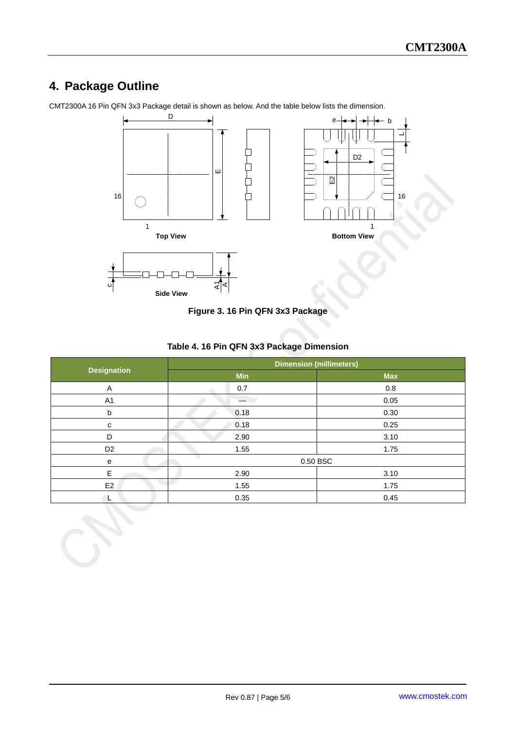# 4. Package Outline

CMT2300A 16 Pin QFN 3x3 Package detail is shown as below. And the table below lists the dimension.

Figure 3. 16 Pin QFN 3x3 Package

**Table 4. 16 Pin QFN 3x3 Package Dimension**

| Designation | Dimension (millimeters) | |
|---|---|---|
| | Min | Max |
| A | 0.7 | 0.8 |
| A1 | — | 0.05 |
| b | 0.18 | 0.30 |
| c | 0.18 | 0.25 |
| D | 2.90 | 3.10 |
| D2 | 1.55 | 1.75 |
| e | 0.50 BSC | |
| E | 2.90 | 3.10 |
| E2 | 1.55 | 1.75 |
| L | 0.35 | 0.45 |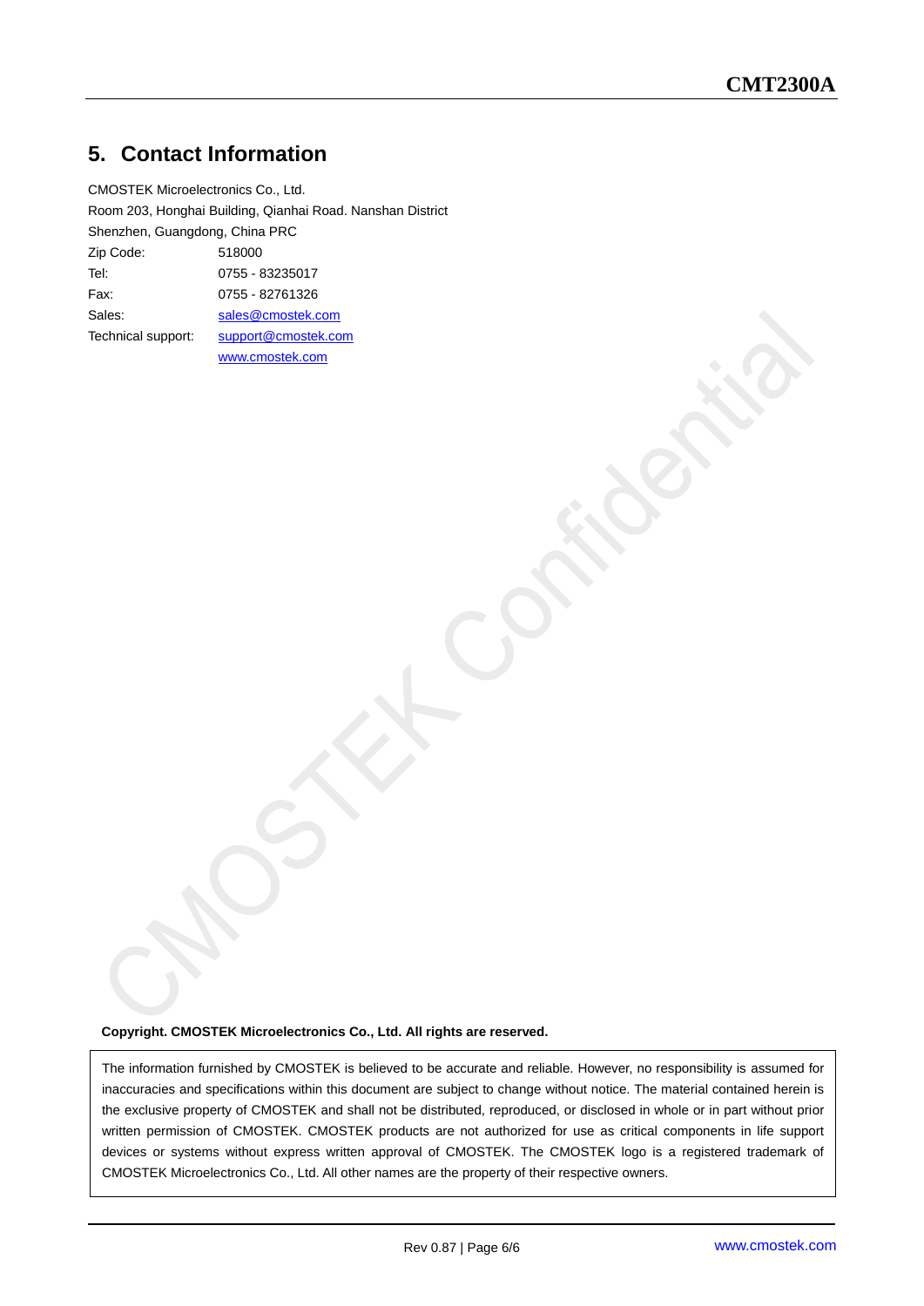## 5. Contact Information

CMOSTEK Microelectronics Co., Ltd.
Room 203, Honghai Building, Qianhai Road. Nanshan District
Shenzhen, Guangdong, China PRC

| | |
|---|---|
| Zip Code: | 518000 |
| Tel: | 0755 - 83235017 |
| Fax: | 0755 - 82761326 |
| Sales: | sales@cmostek.com |
| Technical support: | support@cmostek.com |
| | www.cmostek.com |

**Copyright. CMOSTEK Microelectronics Co., Ltd. All rights are reserved.**

The information furnished by CMOSTEK is believed to be accurate and reliable. However, no responsibility is assumed for inaccuracies and specifications within this document are subject to change without notice. The material contained herein is the exclusive property of CMOSTEK and shall not be distributed, reproduced, or disclosed in whole or in part without prior written permission of CMOSTEK. CMOSTEK products are not authorized for use as critical components in life support devices or systems without express written approval of CMOSTEK. The CMOSTEK logo is a registered trademark of CMOSTEK Microelectronics Co., Ltd. All other names are the property of their respective owners.